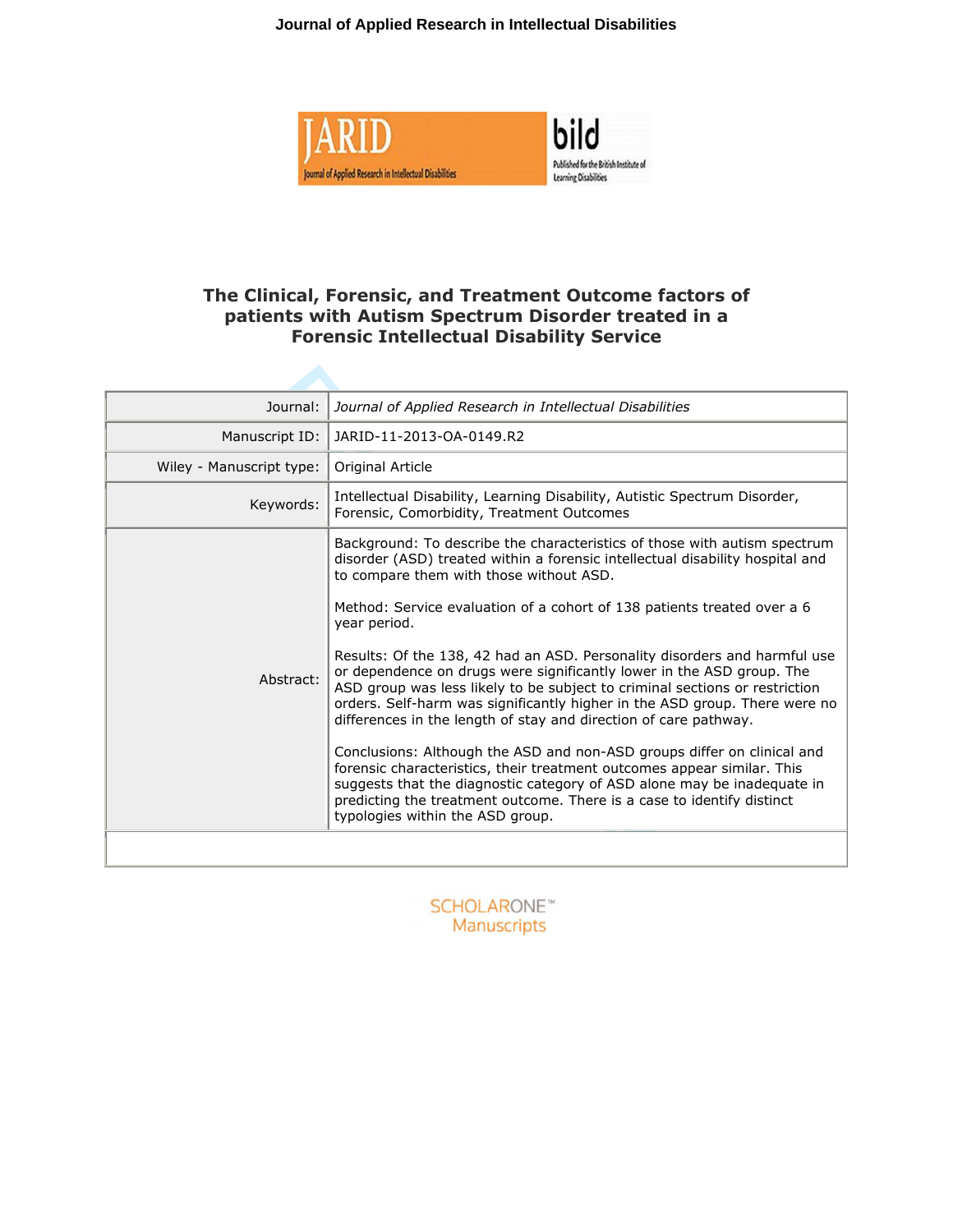# The Clinical, Forensic, and Treatment Outcome factors of patients with Autism Spectrum Disorder treated in a Forensic Intellectual Disability Service

| | |
|---|---|
| Journal: | *Journal of Applied Research in Intellectual Disabilities* |
| Manuscript ID: | JARID-11-2013-OA-0149.R2 |
| Wiley - Manuscript type: | Original Article |
| Keywords: | Intellectual Disability, Learning Disability, Autistic Spectrum Disorder, Forensic, Comorbidity, Treatment Outcomes |
| Abstract: | Background: To describe the characteristics of those with autism spectrum disorder (ASD) treated within a forensic intellectual disability hospital and to compare them with those without ASD.<br><br>Method: Service evaluation of a cohort of 138 patients treated over a 6 year period.<br><br>Results: Of the 138, 42 had an ASD. Personality disorders and harmful use or dependence on drugs were significantly lower in the ASD group. The ASD group was less likely to be subject to criminal sections or restriction orders. Self-harm was significantly higher in the ASD group. There were no differences in the length of stay and direction of care pathway.<br><br>Conclusions: Although the ASD and non-ASD groups differ on clinical and forensic characteristics, their treatment outcomes appear similar. This suggests that the diagnostic category of ASD alone may be inadequate in predicting the treatment outcome. There is a case to identify distinct typologies within the ASD group. |

SCHOLARONE™ Manuscripts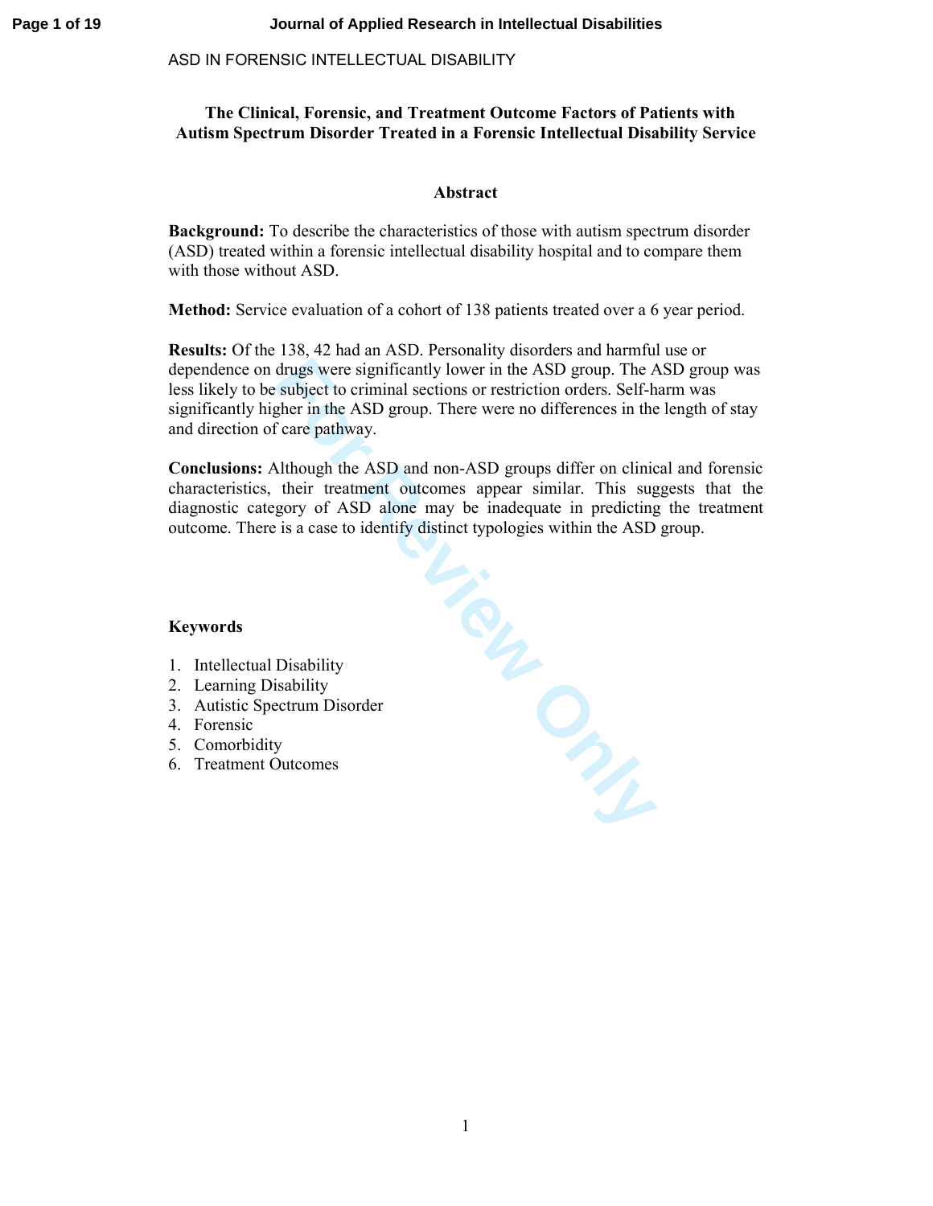# The Clinical, Forensic, and Treatment Outcome Factors of Patients with Autism Spectrum Disorder Treated in a Forensic Intellectual Disability Service

## Abstract

**Background:** To describe the characteristics of those with autism spectrum disorder (ASD) treated within a forensic intellectual disability hospital and to compare them with those without ASD.

**Method:** Service evaluation of a cohort of 138 patients treated over a 6 year period.

**Results:** Of the 138, 42 had an ASD. Personality disorders and harmful use or dependence on drugs were significantly lower in the ASD group. The ASD group was less likely to be subject to criminal sections or restriction orders. Self-harm was significantly higher in the ASD group. There were no differences in the length of stay and direction of care pathway.

**Conclusions:** Although the ASD and non-ASD groups differ on clinical and forensic characteristics, their treatment outcomes appear similar. This suggests that the diagnostic category of ASD alone may be inadequate in predicting the treatment outcome. There is a case to identify distinct typologies within the ASD group.

### Keywords

1. Intellectual Disability
2. Learning Disability
3. Autistic Spectrum Disorder
4. Forensic
5. Comorbidity
6. Treatment Outcomes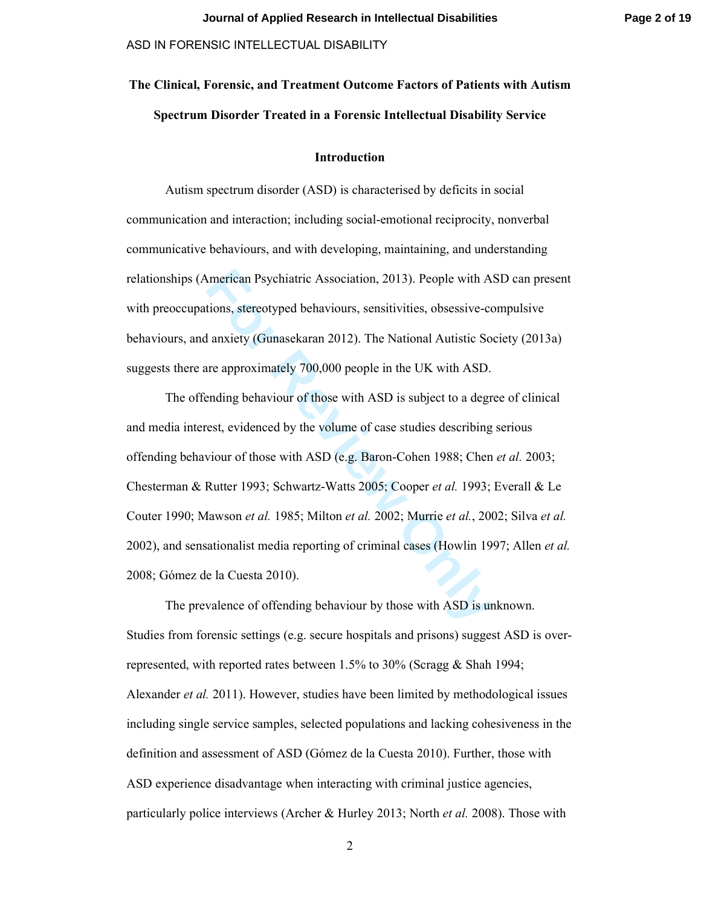ASD IN FORENSIC INTELLECTUAL DISABILITY

**The Clinical, Forensic, and Treatment Outcome Factors of Patients with Autism Spectrum Disorder Treated in a Forensic Intellectual Disability Service**

## Introduction

Autism spectrum disorder (ASD) is characterised by deficits in social communication and interaction; including social-emotional reciprocity, nonverbal communicative behaviours, and with developing, maintaining, and understanding relationships (American Psychiatric Association, 2013). People with ASD can present with preoccupations, stereotyped behaviours, sensitivities, obsessive-compulsive behaviours, and anxiety (Gunasekaran 2012). The National Autistic Society (2013a) suggests there are approximately 700,000 people in the UK with ASD.

The offending behaviour of those with ASD is subject to a degree of clinical and media interest, evidenced by the volume of case studies describing serious offending behaviour of those with ASD (e.g. Baron-Cohen 1988; Chen *et al.* 2003; Chesterman & Rutter 1993; Schwartz-Watts 2005; Cooper *et al.* 1993; Everall & Le Couter 1990; Mawson *et al.* 1985; Milton *et al.* 2002; Murrie *et al.*, 2002; Silva *et al.* 2002), and sensationalist media reporting of criminal cases (Howlin 1997; Allen *et al.* 2008; Gómez de la Cuesta 2010).

The prevalence of offending behaviour by those with ASD is unknown. Studies from forensic settings (e.g. secure hospitals and prisons) suggest ASD is over-represented, with reported rates between 1.5% to 30% (Scragg & Shah 1994; Alexander *et al.* 2011). However, studies have been limited by methodological issues including single service samples, selected populations and lacking cohesiveness in the definition and assessment of ASD (Gómez de la Cuesta 2010). Further, those with ASD experience disadvantage when interacting with criminal justice agencies, particularly police interviews (Archer & Hurley 2013; North *et al.* 2008). Those with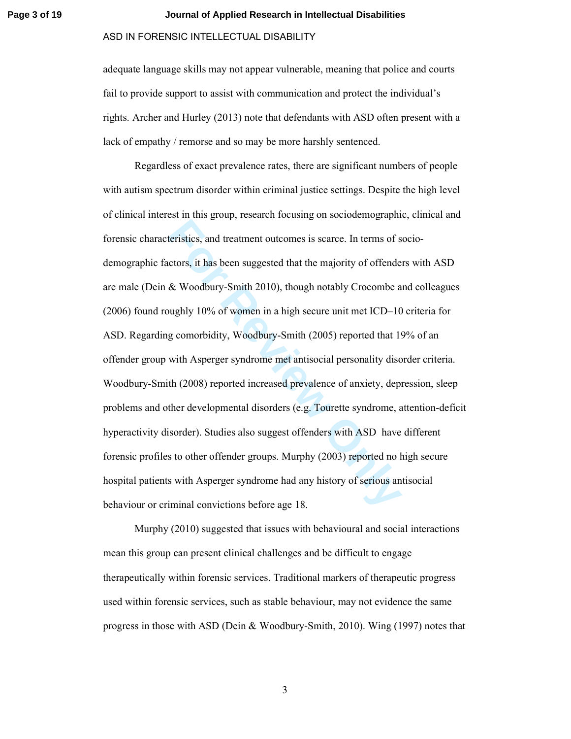adequate language skills may not appear vulnerable, meaning that police and courts fail to provide support to assist with communication and protect the individual's rights. Archer and Hurley (2013) note that defendants with ASD often present with a lack of empathy / remorse and so may be more harshly sentenced.

Regardless of exact prevalence rates, there are significant numbers of people with autism spectrum disorder within criminal justice settings. Despite the high level of clinical interest in this group, research focusing on sociodemographic, clinical and forensic characteristics, and treatment outcomes is scarce. In terms of socio-demographic factors, it has been suggested that the majority of offenders with ASD are male (Dein & Woodbury-Smith 2010), though notably Crocombe and colleagues (2006) found roughly 10% of women in a high secure unit met ICD–10 criteria for ASD. Regarding comorbidity, Woodbury-Smith (2005) reported that 19% of an offender group with Asperger syndrome met antisocial personality disorder criteria. Woodbury-Smith (2008) reported increased prevalence of anxiety, depression, sleep problems and other developmental disorders (e.g. Tourette syndrome, attention-deficit hyperactivity disorder). Studies also suggest offenders with ASD have different forensic profiles to other offender groups. Murphy (2003) reported no high secure hospital patients with Asperger syndrome had any history of serious antisocial behaviour or criminal convictions before age 18.

Murphy (2010) suggested that issues with behavioural and social interactions mean this group can present clinical challenges and be difficult to engage therapeutically within forensic services. Traditional markers of therapeutic progress used within forensic services, such as stable behaviour, may not evidence the same progress in those with ASD (Dein & Woodbury-Smith, 2010). Wing (1997) notes that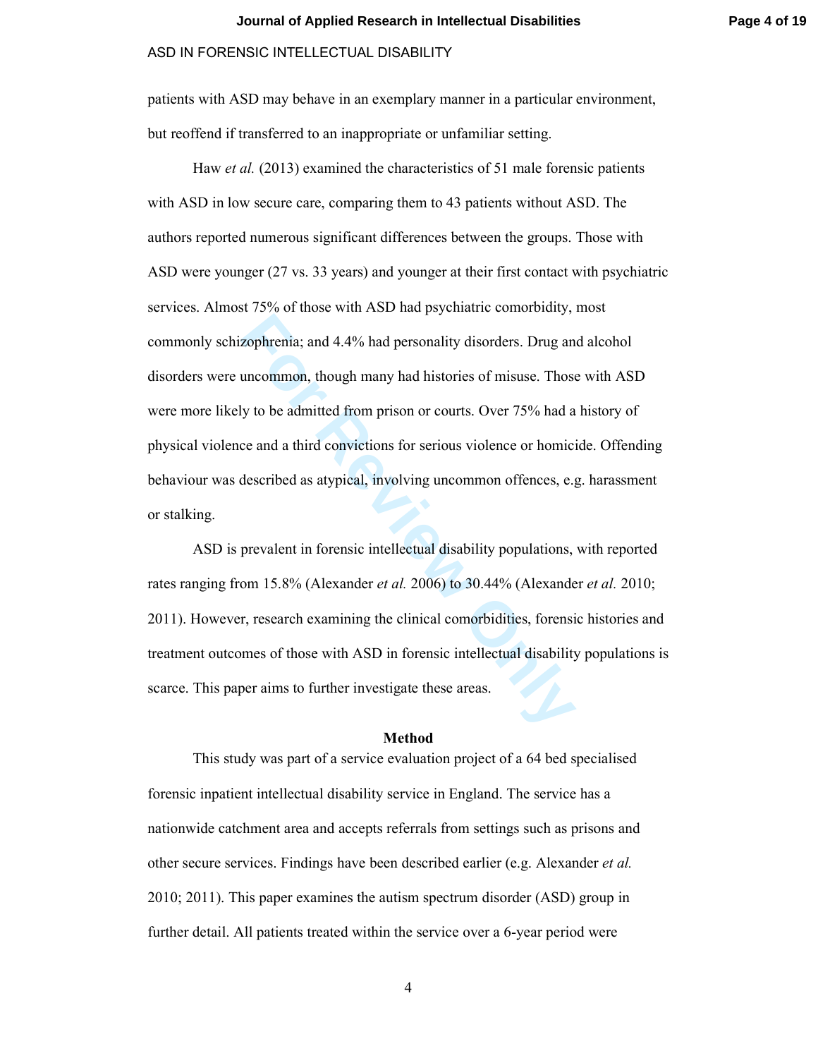patients with ASD may behave in an exemplary manner in a particular environment, but reoffend if transferred to an inappropriate or unfamiliar setting.

Haw *et al.* (2013) examined the characteristics of 51 male forensic patients with ASD in low secure care, comparing them to 43 patients without ASD. The authors reported numerous significant differences between the groups. Those with ASD were younger (27 vs. 33 years) and younger at their first contact with psychiatric services. Almost 75% of those with ASD had psychiatric comorbidity, most commonly schizophrenia; and 4.4% had personality disorders. Drug and alcohol disorders were uncommon, though many had histories of misuse. Those with ASD were more likely to be admitted from prison or courts. Over 75% had a history of physical violence and a third convictions for serious violence or homicide. Offending behaviour was described as atypical, involving uncommon offences, e.g. harassment or stalking.

ASD is prevalent in forensic intellectual disability populations, with reported rates ranging from 15.8% (Alexander *et al.* 2006) to 30.44% (Alexander *et al.* 2010; 2011). However, research examining the clinical comorbidities, forensic histories and treatment outcomes of those with ASD in forensic intellectual disability populations is scarce. This paper aims to further investigate these areas.

## Method

This study was part of a service evaluation project of a 64 bed specialised forensic inpatient intellectual disability service in England. The service has a nationwide catchment area and accepts referrals from settings such as prisons and other secure services. Findings have been described earlier (e.g. Alexander *et al.* 2010; 2011). This paper examines the autism spectrum disorder (ASD) group in further detail. All patients treated within the service over a 6-year period were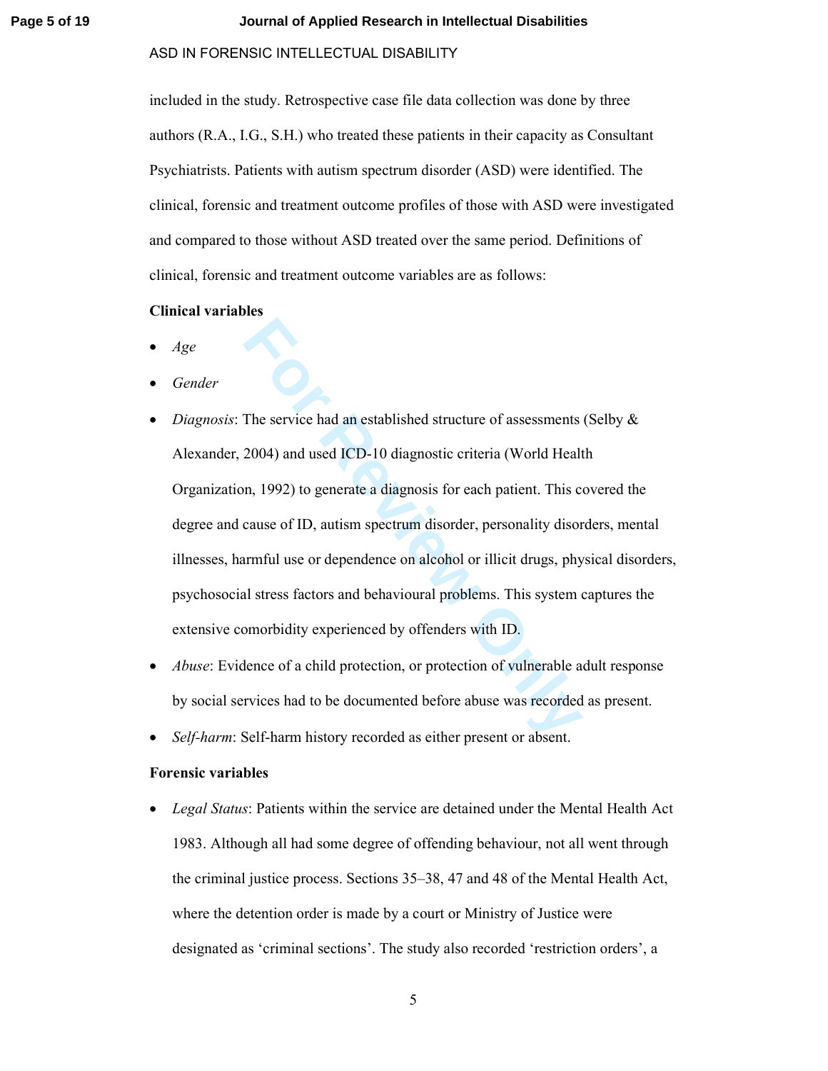included in the study. Retrospective case file data collection was done by three authors (R.A., I.G., S.H.) who treated these patients in their capacity as Consultant Psychiatrists. Patients with autism spectrum disorder (ASD) were identified. The clinical, forensic and treatment outcome profiles of those with ASD were investigated and compared to those without ASD treated over the same period. Definitions of clinical, forensic and treatment outcome variables are as follows:

**Clinical variables**

- *Age*
- *Gender*
- *Diagnosis*: The service had an established structure of assessments (Selby & Alexander, 2004) and used ICD-10 diagnostic criteria (World Health Organization, 1992) to generate a diagnosis for each patient. This covered the degree and cause of ID, autism spectrum disorder, personality disorders, mental illnesses, harmful use or dependence on alcohol or illicit drugs, physical disorders, psychosocial stress factors and behavioural problems. This system captures the extensive comorbidity experienced by offenders with ID.
- *Abuse*: Evidence of a child protection, or protection of vulnerable adult response by social services had to be documented before abuse was recorded as present.
- *Self-harm*: Self-harm history recorded as either present or absent.

**Forensic variables**

- *Legal Status*: Patients within the service are detained under the Mental Health Act 1983. Although all had some degree of offending behaviour, not all went through the criminal justice process. Sections 35–38, 47 and 48 of the Mental Health Act, where the detention order is made by a court or Ministry of Justice were designated as 'criminal sections'. The study also recorded 'restriction orders', a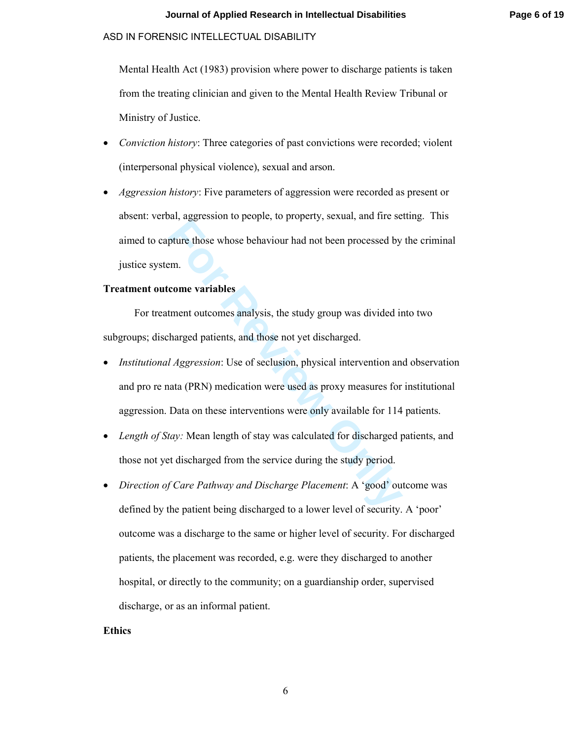Mental Health Act (1983) provision where power to discharge patients is taken from the treating clinician and given to the Mental Health Review Tribunal or Ministry of Justice.

- *Conviction history*: Three categories of past convictions were recorded; violent (interpersonal physical violence), sexual and arson.
- *Aggression history*: Five parameters of aggression were recorded as present or absent: verbal, aggression to people, to property, sexual, and fire setting. This aimed to capture those whose behaviour had not been processed by the criminal justice system.

**Treatment outcome variables**

For treatment outcomes analysis, the study group was divided into two subgroups; discharged patients, and those not yet discharged.

- *Institutional Aggression*: Use of seclusion, physical intervention and observation and pro re nata (PRN) medication were used as proxy measures for institutional aggression. Data on these interventions were only available for 114 patients.
- *Length of Stay:* Mean length of stay was calculated for discharged patients, and those not yet discharged from the service during the study period.
- *Direction of Care Pathway and Discharge Placement*: A 'good' outcome was defined by the patient being discharged to a lower level of security. A 'poor' outcome was a discharge to the same or higher level of security. For discharged patients, the placement was recorded, e.g. were they discharged to another hospital, or directly to the community; on a guardianship order, supervised discharge, or as an informal patient.

**Ethics**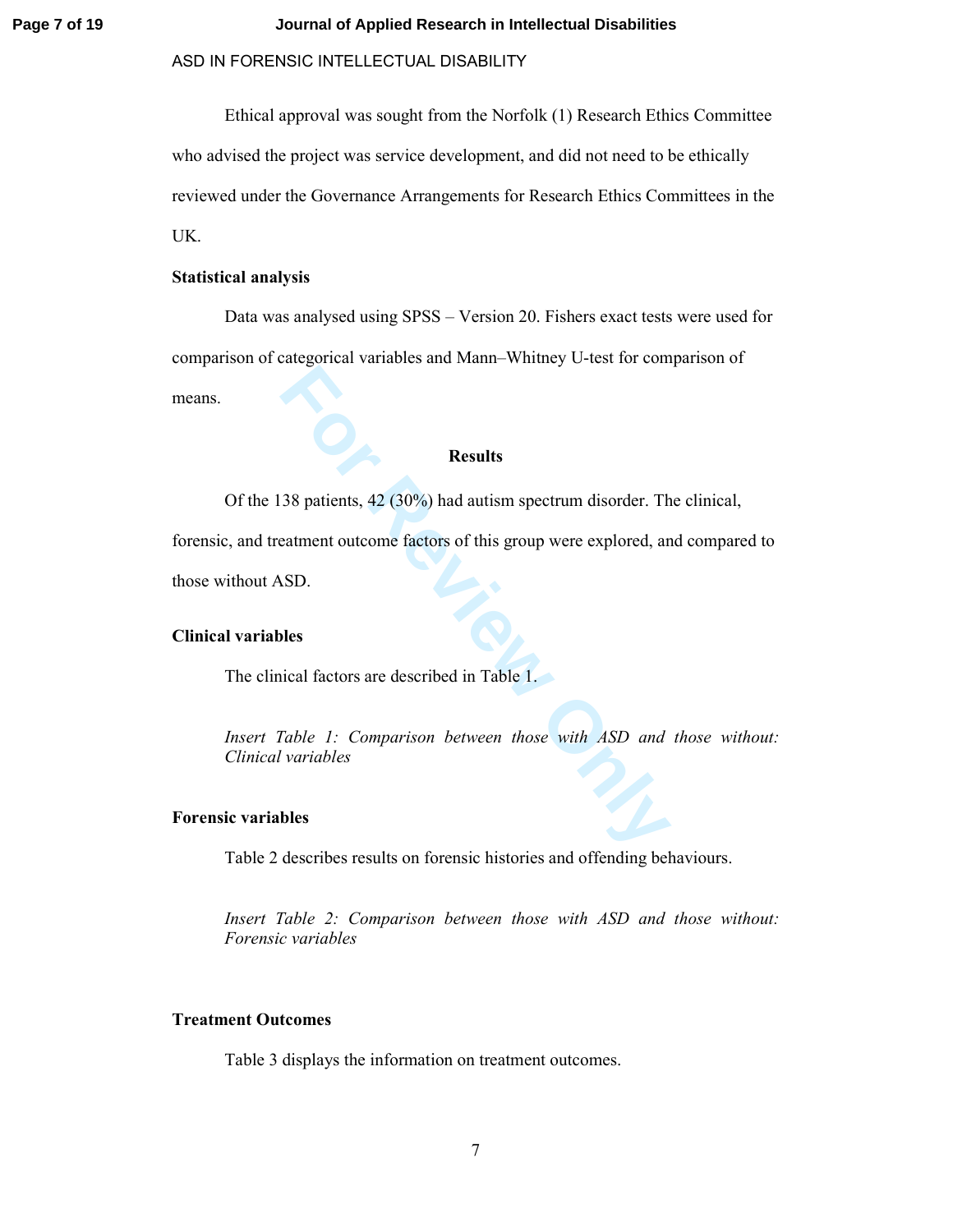Ethical approval was sought from the Norfolk (1) Research Ethics Committee who advised the project was service development, and did not need to be ethically reviewed under the Governance Arrangements for Research Ethics Committees in the UK.

**Statistical analysis**

Data was analysed using SPSS – Version 20. Fishers exact tests were used for comparison of categorical variables and Mann–Whitney U-test for comparison of means.

## Results

Of the 138 patients, 42 (30%) had autism spectrum disorder. The clinical, forensic, and treatment outcome factors of this group were explored, and compared to those without ASD.

**Clinical variables**

The clinical factors are described in Table 1.

*Insert Table 1: Comparison between those with ASD and those without: Clinical variables*

**Forensic variables**

Table 2 describes results on forensic histories and offending behaviours.

*Insert Table 2: Comparison between those with ASD and those without: Forensic variables*

**Treatment Outcomes**

Table 3 displays the information on treatment outcomes.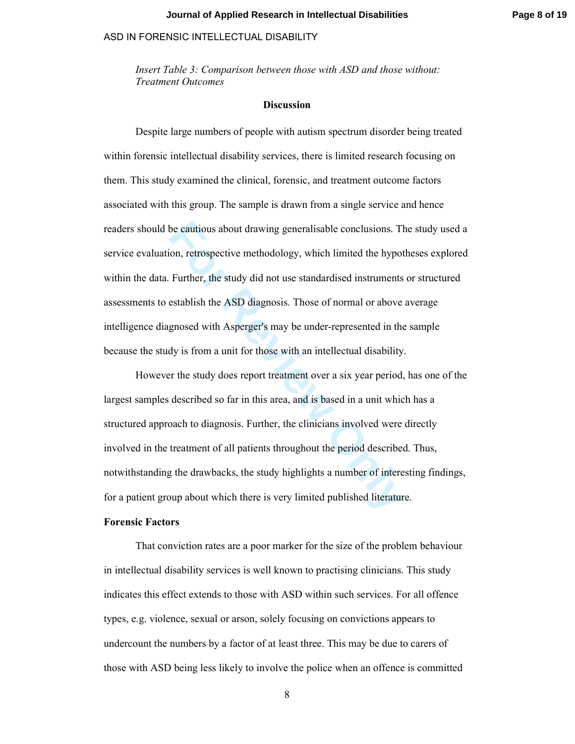*Insert Table 3: Comparison between those with ASD and those without: Treatment Outcomes*

## Discussion

Despite large numbers of people with autism spectrum disorder being treated within forensic intellectual disability services, there is limited research focusing on them. This study examined the clinical, forensic, and treatment outcome factors associated with this group. The sample is drawn from a single service and hence readers should be cautious about drawing generalisable conclusions. The study used a service evaluation, retrospective methodology, which limited the hypotheses explored within the data. Further, the study did not use standardised instruments or structured assessments to establish the ASD diagnosis. Those of normal or above average intelligence diagnosed with Asperger's may be under-represented in the sample because the study is from a unit for those with an intellectual disability.

However the study does report treatment over a six year period, has one of the largest samples described so far in this area, and is based in a unit which has a structured approach to diagnosis. Further, the clinicians involved were directly involved in the treatment of all patients throughout the period described. Thus, notwithstanding the drawbacks, the study highlights a number of interesting findings, for a patient group about which there is very limited published literature.

### Forensic Factors

That conviction rates are a poor marker for the size of the problem behaviour in intellectual disability services is well known to practising clinicians. This study indicates this effect extends to those with ASD within such services. For all offence types, e.g. violence, sexual or arson, solely focusing on convictions appears to undercount the numbers by a factor of at least three. This may be due to carers of those with ASD being less likely to involve the police when an offence is committed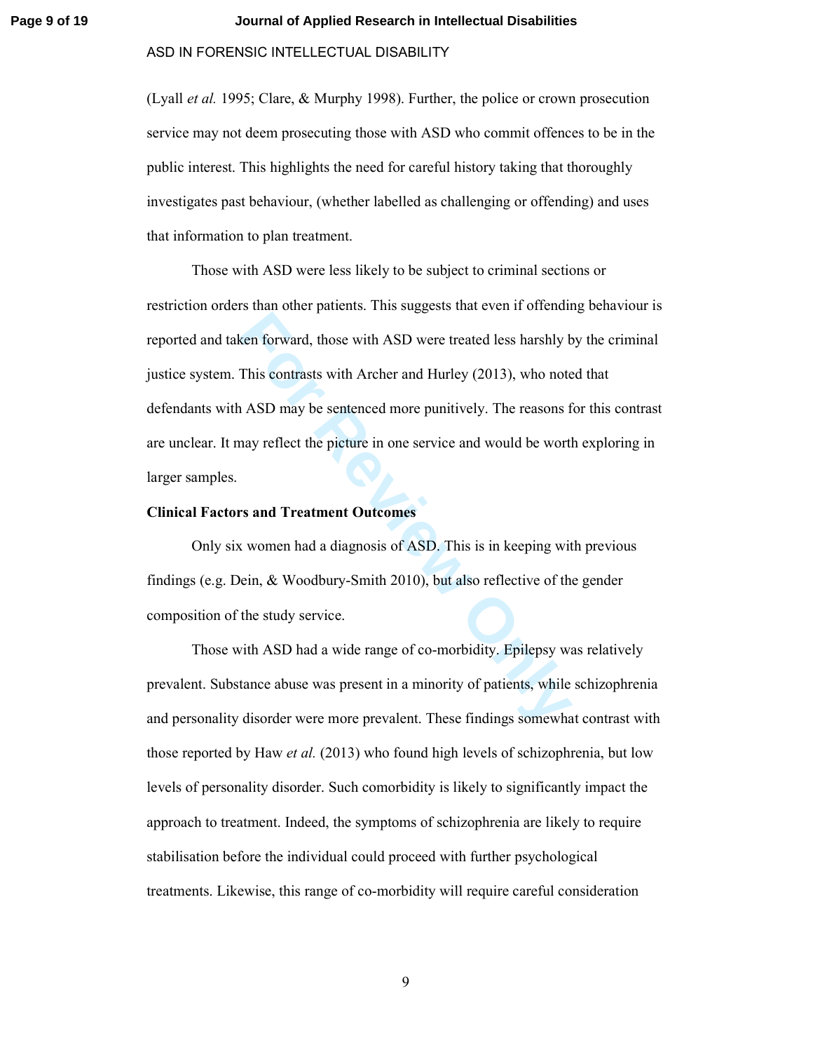(Lyall *et al.* 1995; Clare, & Murphy 1998). Further, the police or crown prosecution service may not deem prosecuting those with ASD who commit offences to be in the public interest. This highlights the need for careful history taking that thoroughly investigates past behaviour, (whether labelled as challenging or offending) and uses that information to plan treatment.

Those with ASD were less likely to be subject to criminal sections or restriction orders than other patients. This suggests that even if offending behaviour is reported and taken forward, those with ASD were treated less harshly by the criminal justice system. This contrasts with Archer and Hurley (2013), who noted that defendants with ASD may be sentenced more punitively. The reasons for this contrast are unclear. It may reflect the picture in one service and would be worth exploring in larger samples.

**Clinical Factors and Treatment Outcomes**

Only six women had a diagnosis of ASD. This is in keeping with previous findings (e.g. Dein, & Woodbury-Smith 2010), but also reflective of the gender composition of the study service.

Those with ASD had a wide range of co-morbidity. Epilepsy was relatively prevalent. Substance abuse was present in a minority of patients, while schizophrenia and personality disorder were more prevalent. These findings somewhat contrast with those reported by Haw *et al.* (2013) who found high levels of schizophrenia, but low levels of personality disorder. Such comorbidity is likely to significantly impact the approach to treatment. Indeed, the symptoms of schizophrenia are likely to require stabilisation before the individual could proceed with further psychological treatments. Likewise, this range of co-morbidity will require careful consideration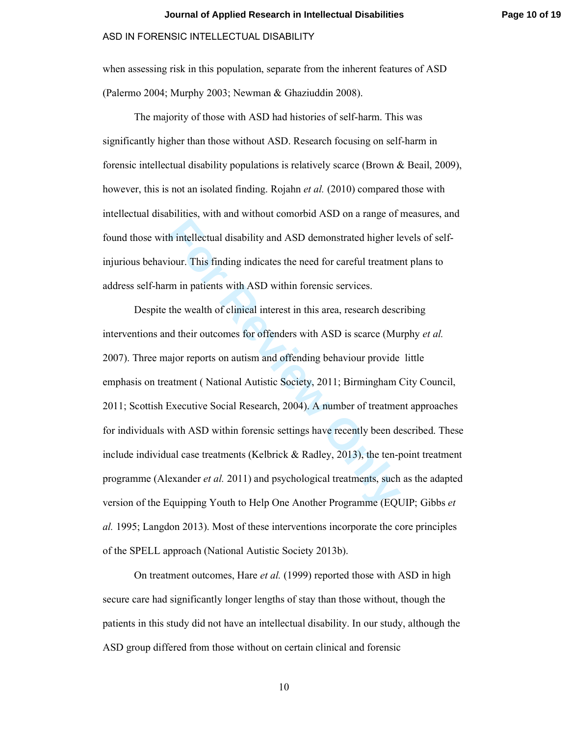when assessing risk in this population, separate from the inherent features of ASD (Palermo 2004; Murphy 2003; Newman & Ghaziuddin 2008).

The majority of those with ASD had histories of self-harm. This was significantly higher than those without ASD. Research focusing on self-harm in forensic intellectual disability populations is relatively scarce (Brown & Beail, 2009), however, this is not an isolated finding. Rojahn *et al.* (2010) compared those with intellectual disabilities, with and without comorbid ASD on a range of measures, and found those with intellectual disability and ASD demonstrated higher levels of self-injurious behaviour. This finding indicates the need for careful treatment plans to address self-harm in patients with ASD within forensic services.

Despite the wealth of clinical interest in this area, research describing interventions and their outcomes for offenders with ASD is scarce (Murphy *et al.* 2007). Three major reports on autism and offending behaviour provide little emphasis on treatment ( National Autistic Society, 2011; Birmingham City Council, 2011; Scottish Executive Social Research, 2004). A number of treatment approaches for individuals with ASD within forensic settings have recently been described. These include individual case treatments (Kelbrick & Radley, 2013), the ten-point treatment programme (Alexander *et al.* 2011) and psychological treatments, such as the adapted version of the Equipping Youth to Help One Another Programme (EQUIP; Gibbs *et al.* 1995; Langdon 2013). Most of these interventions incorporate the core principles of the SPELL approach (National Autistic Society 2013b).

On treatment outcomes, Hare *et al.* (1999) reported those with ASD in high secure care had significantly longer lengths of stay than those without, though the patients in this study did not have an intellectual disability. In our study, although the ASD group differed from those without on certain clinical and forensic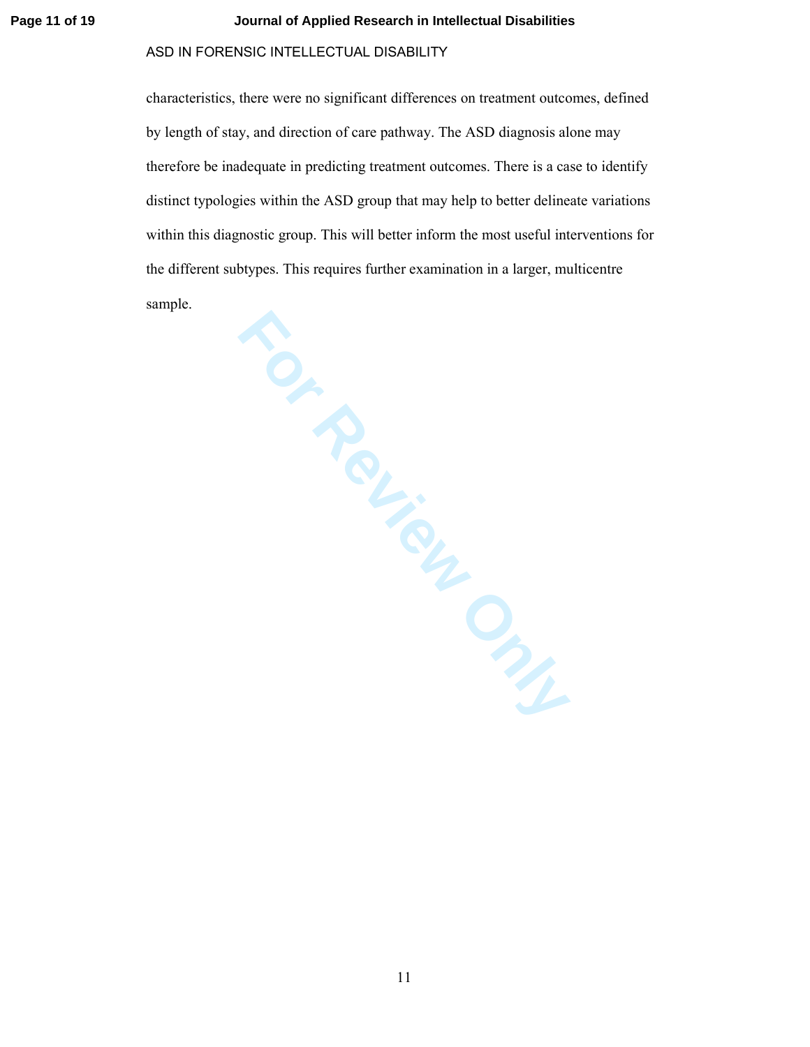characteristics, there were no significant differences on treatment outcomes, defined by length of stay, and direction of care pathway. The ASD diagnosis alone may therefore be inadequate in predicting treatment outcomes. There is a case to identify distinct typologies within the ASD group that may help to better delineate variations within this diagnostic group. This will better inform the most useful interventions for the different subtypes. This requires further examination in a larger, multicentre sample.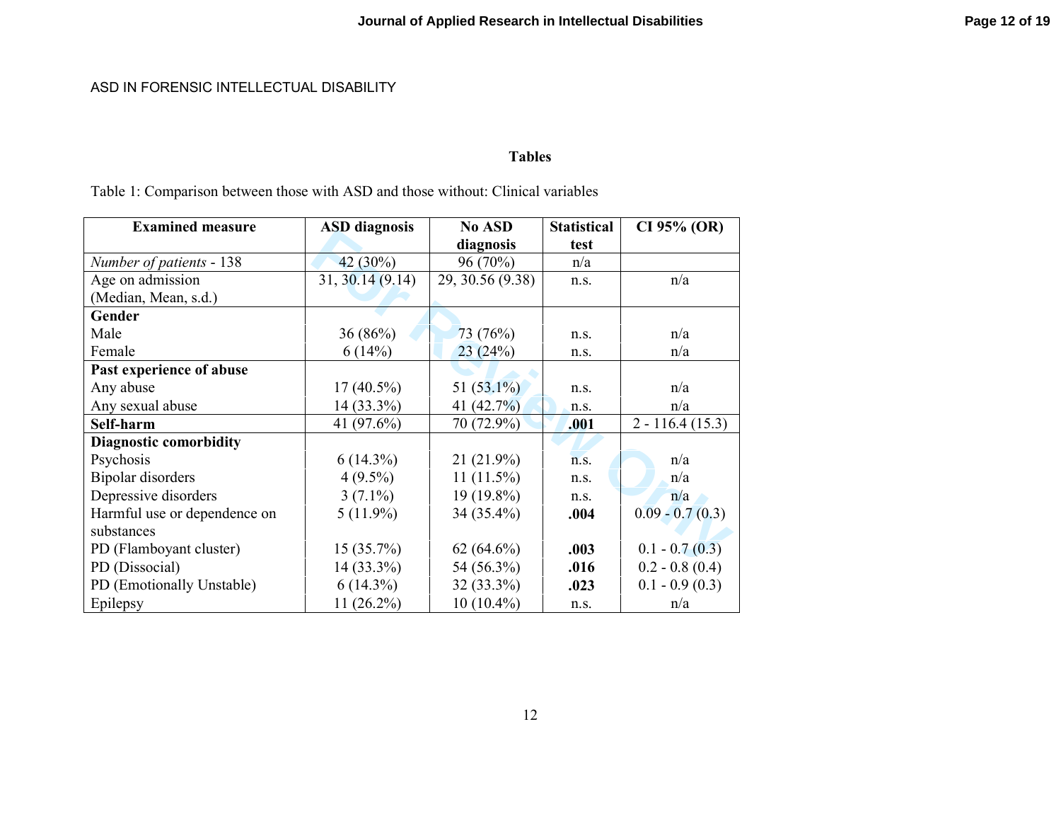## Tables

Table 1: Comparison between those with ASD and those without: Clinical variables

| Examined measure | ASD diagnosis | No ASD diagnosis | Statistical test | CI 95% (OR) |
|---|---|---|---|---|
| *Number of patients* - 138 | 42 (30%) | 96 (70%) | n/a | |
| Age on admission (Median, Mean, s.d.) | 31, 30.14 (9.14) | 29, 30.56 (9.38) | n.s. | n/a |
| **Gender** | | | | |
| Male | 36 (86%) | 73 (76%) | n.s. | n/a |
| Female | 6 (14%) | 23 (24%) | n.s. | n/a |
| **Past experience of abuse** | | | | |
| Any abuse | 17 (40.5%) | 51 (53.1%) | n.s. | n/a |
| Any sexual abuse | 14 (33.3%) | 41 (42.7%) | n.s. | n/a |
| **Self-harm** | 41 (97.6%) | 70 (72.9%) | **.001** | 2 - 116.4 (15.3) |
| **Diagnostic comorbidity** | | | | |
| Psychosis | 6 (14.3%) | 21 (21.9%) | n.s. | n/a |
| Bipolar disorders | 4 (9.5%) | 11 (11.5%) | n.s. | n/a |
| Depressive disorders | 3 (7.1%) | 19 (19.8%) | n.s. | n/a |
| Harmful use or dependence on substances | 5 (11.9%) | 34 (35.4%) | **.004** | 0.09 - 0.7 (0.3) |
| PD (Flamboyant cluster) | 15 (35.7%) | 62 (64.6%) | **.003** | 0.1 - 0.7 (0.3) |
| PD (Dissocial) | 14 (33.3%) | 54 (56.3%) | **.016** | 0.2 - 0.8 (0.4) |
| PD (Emotionally Unstable) | 6 (14.3%) | 32 (33.3%) | **.023** | 0.1 - 0.9 (0.3) |
| Epilepsy | 11 (26.2%) | 10 (10.4%) | n.s. | n/a |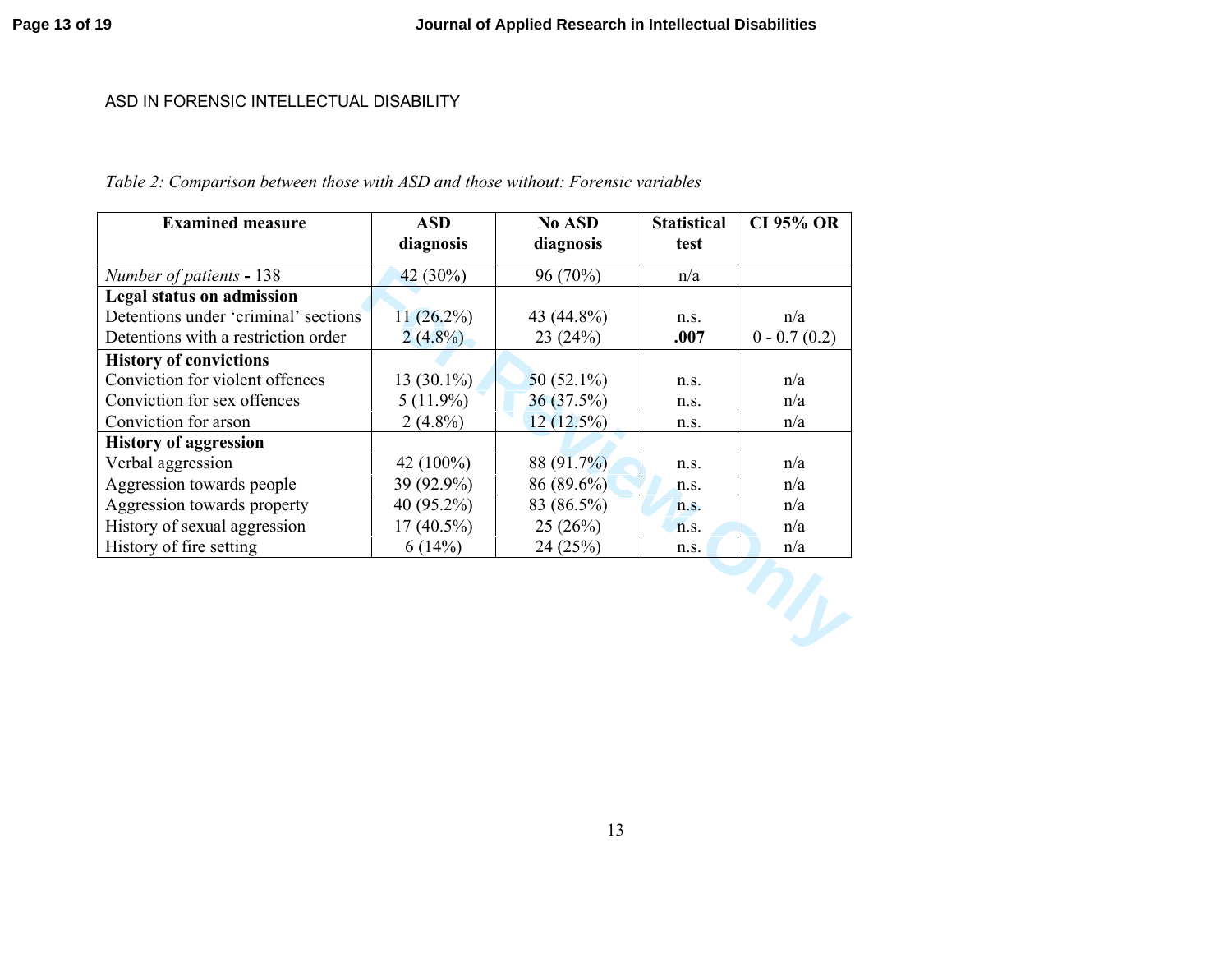*Table 2: Comparison between those with ASD and those without: Forensic variables*

| **Examined measure** | **ASD diagnosis** | **No ASD diagnosis** | **Statistical test** | **CI 95% OR** |
|---|---|---|---|---|
| *Number of patients* - 138 | 42 (30%) | 96 (70%) | n/a | |
| **Legal status on admission** | | | | |
| Detentions under 'criminal' sections | 11 (26.2%) | 43 (44.8%) | n.s. | n/a |
| Detentions with a restriction order | 2 (4.8%) | 23 (24%) | **.007** | 0 - 0.7 (0.2) |
| **History of convictions** | | | | |
| Conviction for violent offences | 13 (30.1%) | 50 (52.1%) | n.s. | n/a |
| Conviction for sex offences | 5 (11.9%) | 36 (37.5%) | n.s. | n/a |
| Conviction for arson | 2 (4.8%) | 12 (12.5%) | n.s. | n/a |
| **History of aggression** | | | | |
| Verbal aggression | 42 (100%) | 88 (91.7%) | n.s. | n/a |
| Aggression towards people | 39 (92.9%) | 86 (89.6%) | n.s. | n/a |
| Aggression towards property | 40 (95.2%) | 83 (86.5%) | n.s. | n/a |
| History of sexual aggression | 17 (40.5%) | 25 (26%) | n.s. | n/a |
| History of fire setting | 6 (14%) | 24 (25%) | n.s. | n/a |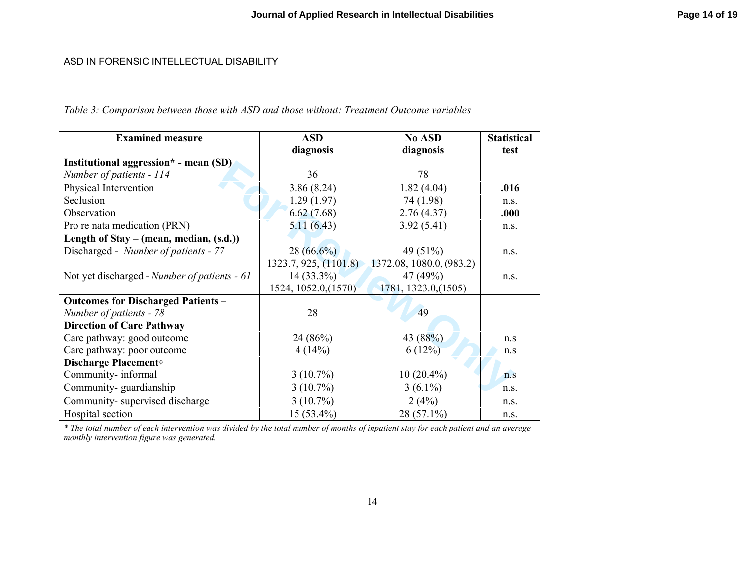ASD IN FORENSIC INTELLECTUAL DISABILITY

*Table 3: Comparison between those with ASD and those without: Treatment Outcome variables*

| Examined measure | ASD diagnosis | No ASD diagnosis | Statistical test |
|---|---|---|---|
| **Institutional aggression\* - mean (SD)** | | | |
| *Number of patients - 114* | 36 | 78 | |
| Physical Intervention | 3.86 (8.24) | 1.82 (4.04) | **.016** |
| Seclusion | 1.29 (1.97) | 74 (1.98) | n.s. |
| Observation | 6.62 (7.68) | 2.76 (4.37) | **.000** |
| Pro re nata medication (PRN) | 5.11 (6.43) | 3.92 (5.41) | n.s. |
| **Length of Stay – (mean, median, (s.d.))** | | | |
| Discharged - *Number of patients - 77* | 28 (66.6%)<br>1323.7, 925, (1101.8) | 49 (51%)<br>1372.08, 1080.0, (983.2) | n.s. |
| Not yet discharged - *Number of patients - 61* | 14 (33.3%)<br>1524, 1052.0,(1570) | 47 (49%)<br>1781, 1323.0,(1505) | n.s. |
| **Outcomes for Discharged Patients –** | | | |
| *Number of patients - 78* | 28 | 49 | |
| **Direction of Care Pathway** | | | |
| Care pathway: good outcome | 24 (86%) | 43 (88%) | n.s |
| Care pathway: poor outcome | 4 (14%) | 6 (12%) | n.s |
| **Discharge Placement†** | | | |
| Community- informal | 3 (10.7%) | 10 (20.4%) | n.s |
| Community- guardianship | 3 (10.7%) | 3 (6.1%) | n.s. |
| Community- supervised discharge | 3 (10.7%) | 2 (4%) | n.s. |
| Hospital section | 15 (53.4%) | 28 (57.1%) | n.s. |

*\* The total number of each intervention was divided by the total number of months of inpatient stay for each patient and an average monthly intervention figure was generated.*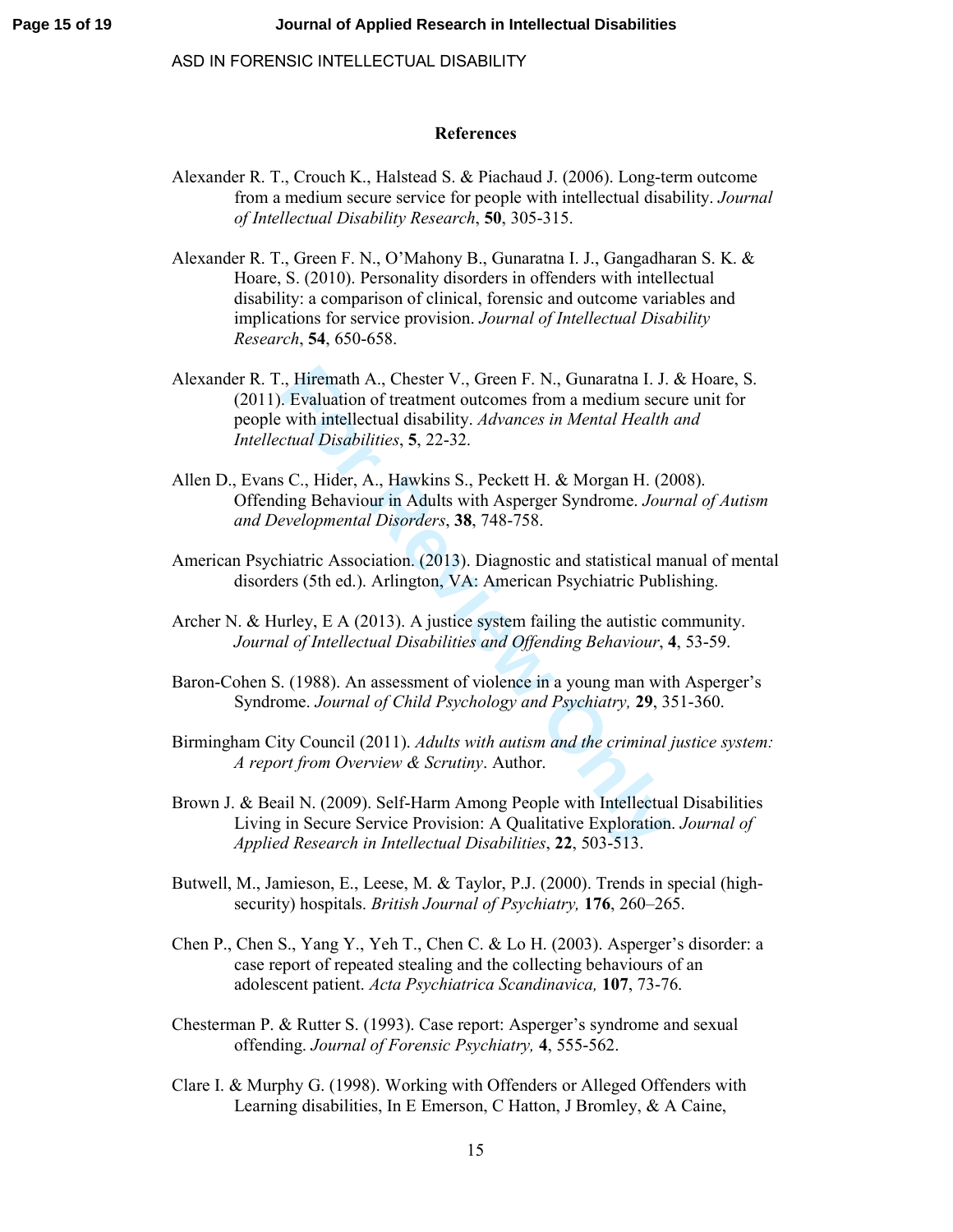## References

Alexander R. T., Crouch K., Halstead S. & Piachaud J. (2006). Long-term outcome from a medium secure service for people with intellectual disability. *Journal of Intellectual Disability Research*, **50**, 305-315.

Alexander R. T., Green F. N., O'Mahony B., Gunaratna I. J., Gangadharan S. K. & Hoare, S. (2010). Personality disorders in offenders with intellectual disability: a comparison of clinical, forensic and outcome variables and implications for service provision. *Journal of Intellectual Disability Research*, **54**, 650-658.

Alexander R. T., Hiremath A., Chester V., Green F. N., Gunaratna I. J. & Hoare, S. (2011). Evaluation of treatment outcomes from a medium secure unit for people with intellectual disability. *Advances in Mental Health and Intellectual Disabilities*, **5**, 22-32.

Allen D., Evans C., Hider, A., Hawkins S., Peckett H. & Morgan H. (2008). Offending Behaviour in Adults with Asperger Syndrome. *Journal of Autism and Developmental Disorders*, **38**, 748-758.

American Psychiatric Association. (2013). Diagnostic and statistical manual of mental disorders (5th ed.). Arlington, VA: American Psychiatric Publishing.

Archer N. & Hurley, E A (2013). A justice system failing the autistic community. *Journal of Intellectual Disabilities and Offending Behaviour*, **4**, 53-59.

Baron-Cohen S. (1988). An assessment of violence in a young man with Asperger's Syndrome. *Journal of Child Psychology and Psychiatry,* **29**, 351-360.

Birmingham City Council (2011). *Adults with autism and the criminal justice system: A report from Overview & Scrutiny*. Author.

Brown J. & Beail N. (2009). Self-Harm Among People with Intellectual Disabilities Living in Secure Service Provision: A Qualitative Exploration. *Journal of Applied Research in Intellectual Disabilities*, **22**, 503-513.

Butwell, M., Jamieson, E., Leese, M. & Taylor, P.J. (2000). Trends in special (high-security) hospitals. *British Journal of Psychiatry,* **176**, 260–265.

Chen P., Chen S., Yang Y., Yeh T., Chen C. & Lo H. (2003). Asperger's disorder: a case report of repeated stealing and the collecting behaviours of an adolescent patient. *Acta Psychiatrica Scandinavica,* **107**, 73-76.

Chesterman P. & Rutter S. (1993). Case report: Asperger's syndrome and sexual offending. *Journal of Forensic Psychiatry,* **4**, 555-562.

Clare I. & Murphy G. (1998). Working with Offenders or Alleged Offenders with Learning disabilities, In E Emerson, C Hatton, J Bromley, & A Caine,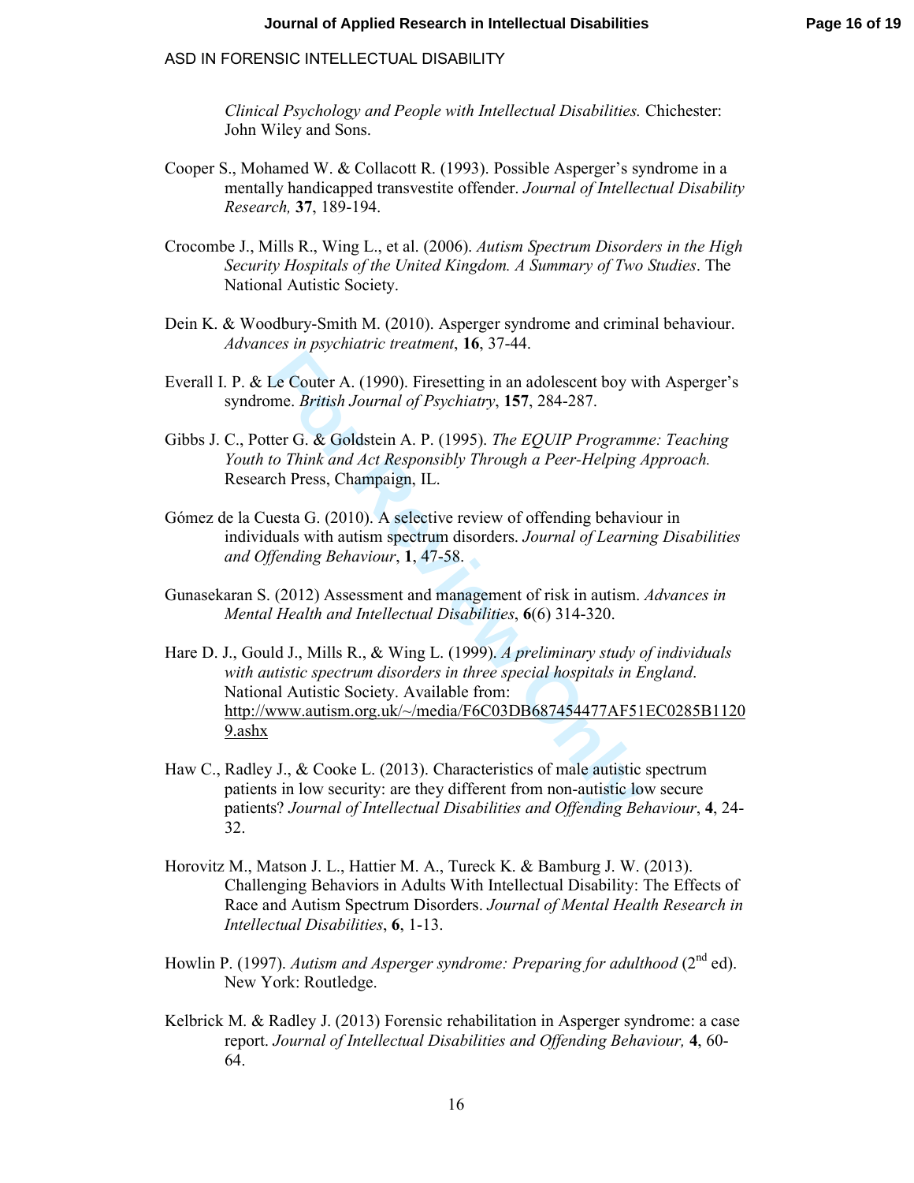*Clinical Psychology and People with Intellectual Disabilities.* Chichester: John Wiley and Sons.

Cooper S., Mohamed W. & Collacott R. (1993). Possible Asperger's syndrome in a mentally handicapped transvestite offender. *Journal of Intellectual Disability Research,* **37**, 189-194.

Crocombe J., Mills R., Wing L., et al. (2006). *Autism Spectrum Disorders in the High Security Hospitals of the United Kingdom. A Summary of Two Studies*. The National Autistic Society.

Dein K. & Woodbury-Smith M. (2010). Asperger syndrome and criminal behaviour. *Advances in psychiatric treatment*, **16**, 37-44.

Everall I. P. & Le Couter A. (1990). Firesetting in an adolescent boy with Asperger's syndrome. *British Journal of Psychiatry*, **157**, 284-287.

Gibbs J. C., Potter G. & Goldstein A. P. (1995). *The EQUIP Programme: Teaching Youth to Think and Act Responsibly Through a Peer-Helping Approach.* Research Press, Champaign, IL.

Gómez de la Cuesta G. (2010). A selective review of offending behaviour in individuals with autism spectrum disorders. *Journal of Learning Disabilities and Offending Behaviour*, **1**, 47-58.

Gunasekaran S. (2012) Assessment and management of risk in autism. *Advances in Mental Health and Intellectual Disabilities*, **6**(6) 314-320.

Hare D. J., Gould J., Mills R., & Wing L. (1999). *A preliminary study of individuals with autistic spectrum disorders in three special hospitals in England*. National Autistic Society. Available from: http://www.autism.org.uk/~/media/F6C03DB687454477AF51EC0285B11209.ashx

Haw C., Radley J., & Cooke L. (2013). Characteristics of male autistic spectrum patients in low security: are they different from non-autistic low secure patients? *Journal of Intellectual Disabilities and Offending Behaviour*, **4**, 24-32.

Horovitz M., Matson J. L., Hattier M. A., Tureck K. & Bamburg J. W. (2013). Challenging Behaviors in Adults With Intellectual Disability: The Effects of Race and Autism Spectrum Disorders. *Journal of Mental Health Research in Intellectual Disabilities*, **6**, 1-13.

Howlin P. (1997). *Autism and Asperger syndrome: Preparing for adulthood* (2nd ed). New York: Routledge.

Kelbrick M. & Radley J. (2013) Forensic rehabilitation in Asperger syndrome: a case report. *Journal of Intellectual Disabilities and Offending Behaviour,* **4**, 60-64.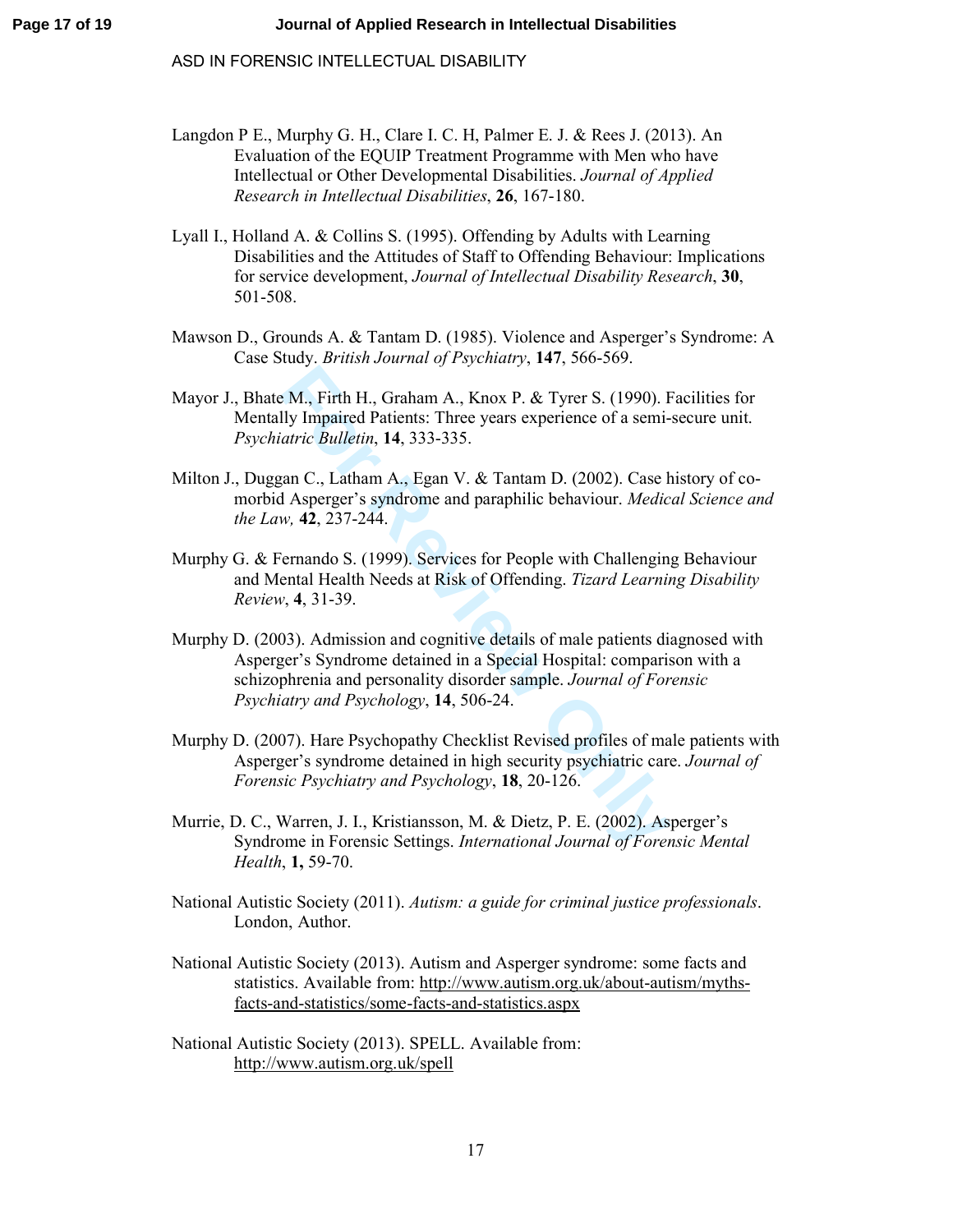Langdon P E., Murphy G. H., Clare I. C. H, Palmer E. J. & Rees J. (2013). An Evaluation of the EQUIP Treatment Programme with Men who have Intellectual or Other Developmental Disabilities. *Journal of Applied Research in Intellectual Disabilities*, **26**, 167-180.

Lyall I., Holland A. & Collins S. (1995). Offending by Adults with Learning Disabilities and the Attitudes of Staff to Offending Behaviour: Implications for service development, *Journal of Intellectual Disability Research*, **30**, 501-508.

Mawson D., Grounds A. & Tantam D. (1985). Violence and Asperger's Syndrome: A Case Study. *British Journal of Psychiatry*, **147**, 566-569.

Mayor J., Bhate M., Firth H., Graham A., Knox P. & Tyrer S. (1990). Facilities for Mentally Impaired Patients: Three years experience of a semi-secure unit. *Psychiatric Bulletin*, **14**, 333-335.

Milton J., Duggan C., Latham A., Egan V. & Tantam D. (2002). Case history of co-morbid Asperger's syndrome and paraphilic behaviour. *Medical Science and the Law,* **42**, 237-244.

Murphy G. & Fernando S. (1999). Services for People with Challenging Behaviour and Mental Health Needs at Risk of Offending. *Tizard Learning Disability Review*, **4**, 31-39.

Murphy D. (2003). Admission and cognitive details of male patients diagnosed with Asperger's Syndrome detained in a Special Hospital: comparison with a schizophrenia and personality disorder sample. *Journal of Forensic Psychiatry and Psychology*, **14**, 506-24.

Murphy D. (2007). Hare Psychopathy Checklist Revised profiles of male patients with Asperger's syndrome detained in high security psychiatric care. *Journal of Forensic Psychiatry and Psychology*, **18**, 20-126.

Murrie, D. C., Warren, J. I., Kristiansson, M. & Dietz, P. E. (2002). Asperger's Syndrome in Forensic Settings. *International Journal of Forensic Mental Health*, **1,** 59-70.

National Autistic Society (2011). *Autism: a guide for criminal justice professionals*. London, Author.

National Autistic Society (2013). Autism and Asperger syndrome: some facts and statistics. Available from: http://www.autism.org.uk/about-autism/myths-facts-and-statistics/some-facts-and-statistics.aspx

National Autistic Society (2013). SPELL. Available from: http://www.autism.org.uk/spell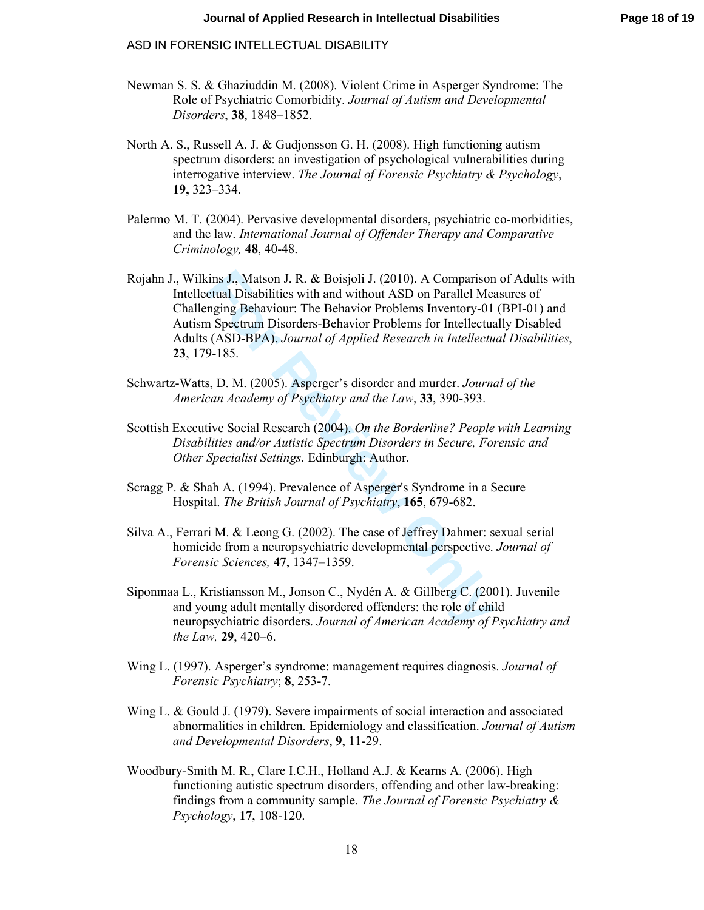Newman S. S. & Ghaziuddin M. (2008). Violent Crime in Asperger Syndrome: The Role of Psychiatric Comorbidity. *Journal of Autism and Developmental Disorders*, **38**, 1848–1852.

North A. S., Russell A. J. & Gudjonsson G. H. (2008). High functioning autism spectrum disorders: an investigation of psychological vulnerabilities during interrogative interview. *The Journal of Forensic Psychiatry & Psychology*, **19,** 323–334.

Palermo M. T. (2004). Pervasive developmental disorders, psychiatric co-morbidities, and the law. *International Journal of Offender Therapy and Comparative Criminology,* **48**, 40-48.

Rojahn J., Wilkins J., Matson J. R. & Boisjoli J. (2010). A Comparison of Adults with Intellectual Disabilities with and without ASD on Parallel Measures of Challenging Behaviour: The Behavior Problems Inventory-01 (BPI-01) and Autism Spectrum Disorders-Behavior Problems for Intellectually Disabled Adults (ASD-BPA). *Journal of Applied Research in Intellectual Disabilities*, **23**, 179-185.

Schwartz-Watts, D. M. (2005). Asperger's disorder and murder. *Journal of the American Academy of Psychiatry and the Law*, **33**, 390-393.

Scottish Executive Social Research (2004). *On the Borderline? People with Learning Disabilities and/or Autistic Spectrum Disorders in Secure, Forensic and Other Specialist Settings*. Edinburgh: Author.

Scragg P. & Shah A. (1994). Prevalence of Asperger's Syndrome in a Secure Hospital. *The British Journal of Psychiatry*, **165**, 679-682.

Silva A., Ferrari M. & Leong G. (2002). The case of Jeffrey Dahmer: sexual serial homicide from a neuropsychiatric developmental perspective. *Journal of Forensic Sciences,* **47**, 1347–1359.

Siponmaa L., Kristiansson M., Jonson C., Nydén A. & Gillberg C. (2001). Juvenile and young adult mentally disordered offenders: the role of child neuropsychiatric disorders. *Journal of American Academy of Psychiatry and the Law,* **29**, 420–6.

Wing L. (1997). Asperger's syndrome: management requires diagnosis. *Journal of Forensic Psychiatry*; **8**, 253-7.

Wing L. & Gould J. (1979). Severe impairments of social interaction and associated abnormalities in children. Epidemiology and classification. *Journal of Autism and Developmental Disorders*, **9**, 11-29.

Woodbury-Smith M. R., Clare I.C.H., Holland A.J. & Kearns A. (2006). High functioning autistic spectrum disorders, offending and other law-breaking: findings from a community sample. *The Journal of Forensic Psychiatry & Psychology*, **17**, 108-120.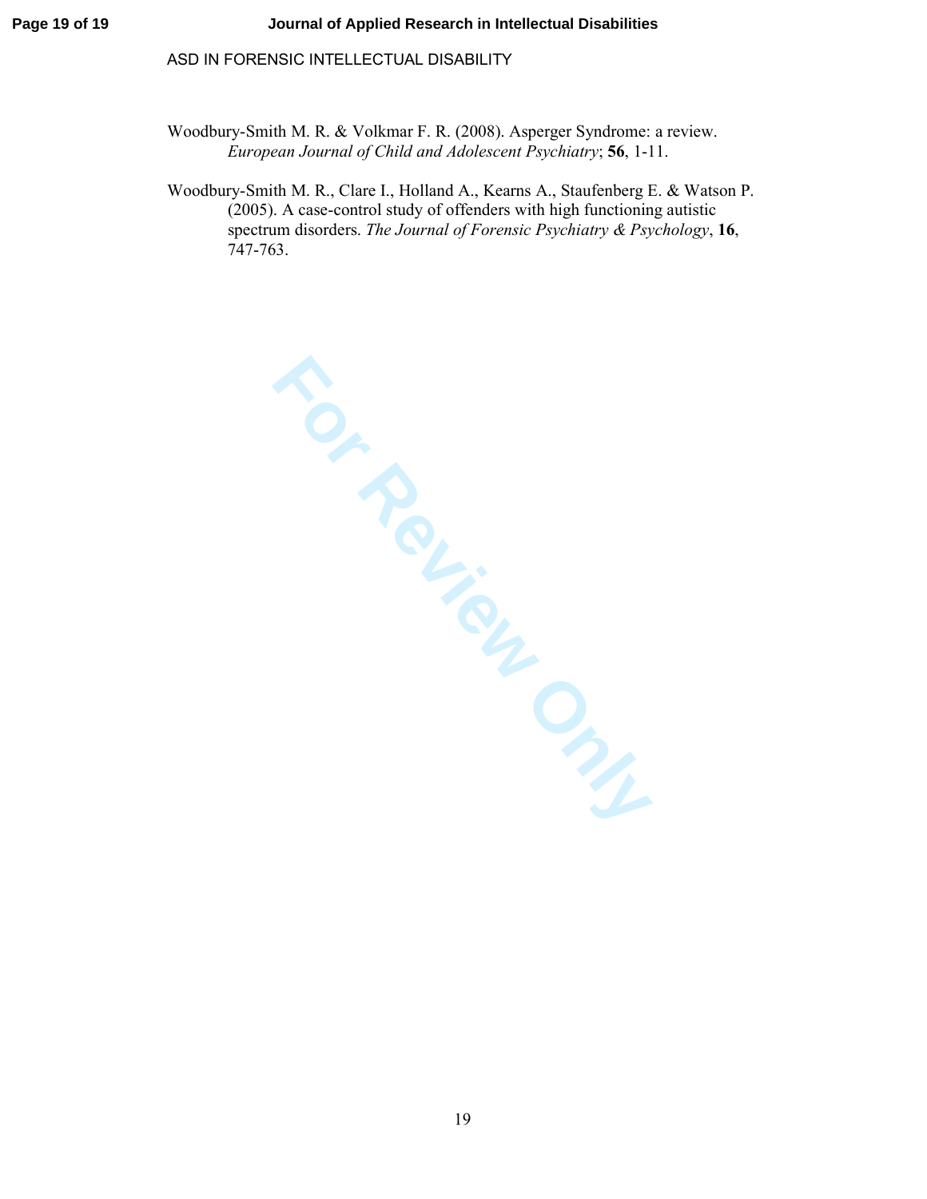Woodbury-Smith M. R. & Volkmar F. R. (2008). Asperger Syndrome: a review. *European Journal of Child and Adolescent Psychiatry*; **56**, 1-11.

Woodbury-Smith M. R., Clare I., Holland A., Kearns A., Staufenberg E. & Watson P. (2005). A case-control study of offenders with high functioning autistic spectrum disorders. *The Journal of Forensic Psychiatry & Psychology*, **16**, 747-763.